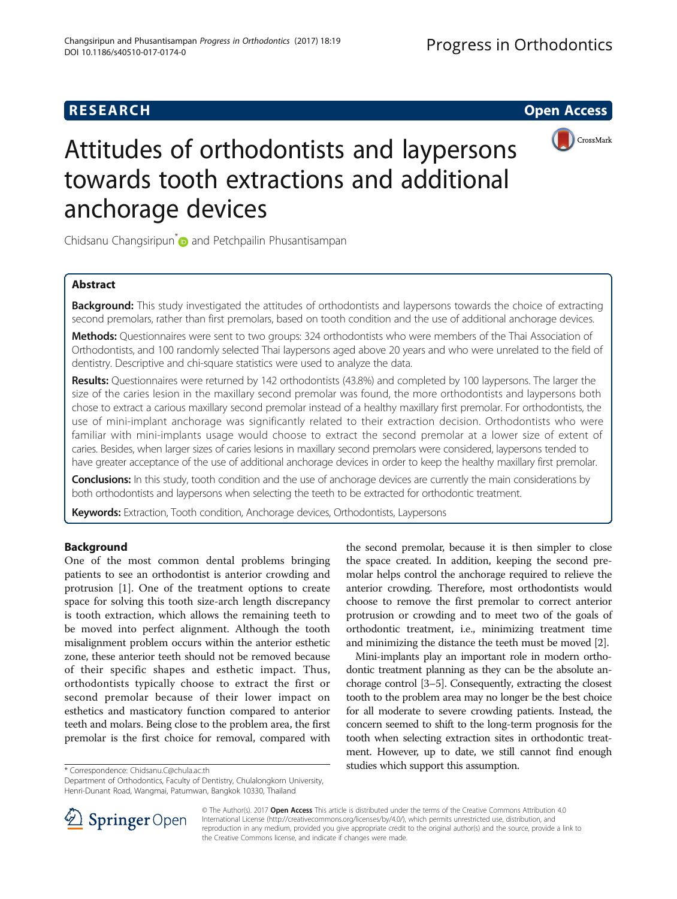**RESEARCH** **Open Access**

# Attitudes of orthodontists and laypersons towards tooth extractions and additional anchorage devices

Chidsanu Changsiripun* and Petchpailin Phusantisampan

## Abstract

**Background:** This study investigated the attitudes of orthodontists and laypersons towards the choice of extracting second premolars, rather than first premolars, based on tooth condition and the use of additional anchorage devices.

**Methods:** Questionnaires were sent to two groups: 324 orthodontists who were members of the Thai Association of Orthodontists, and 100 randomly selected Thai laypersons aged above 20 years and who were unrelated to the field of dentistry. Descriptive and chi-square statistics were used to analyze the data.

**Results:** Questionnaires were returned by 142 orthodontists (43.8%) and completed by 100 laypersons. The larger the size of the caries lesion in the maxillary second premolar was found, the more orthodontists and laypersons both chose to extract a carious maxillary second premolar instead of a healthy maxillary first premolar. For orthodontists, the use of mini-implant anchorage was significantly related to their extraction decision. Orthodontists who were familiar with mini-implants usage would choose to extract the second premolar at a lower size of extent of caries. Besides, when larger sizes of caries lesions in maxillary second premolars were considered, laypersons tended to have greater acceptance of the use of additional anchorage devices in order to keep the healthy maxillary first premolar.

**Conclusions:** In this study, tooth condition and the use of anchorage devices are currently the main considerations by both orthodontists and laypersons when selecting the teeth to be extracted for orthodontic treatment.

**Keywords:** Extraction, Tooth condition, Anchorage devices, Orthodontists, Laypersons

## Background

One of the most common dental problems bringing patients to see an orthodontist is anterior crowding and protrusion [1]. One of the treatment options to create space for solving this tooth size-arch length discrepancy is tooth extraction, which allows the remaining teeth to be moved into perfect alignment. Although the tooth misalignment problem occurs within the anterior esthetic zone, these anterior teeth should not be removed because of their specific shapes and esthetic impact. Thus, orthodontists typically choose to extract the first or second premolar because of their lower impact on esthetics and masticatory function compared to anterior teeth and molars. Being close to the problem area, the first premolar is the first choice for removal, compared with the second premolar, because it is then simpler to close the space created. In addition, keeping the second premolar helps control the anchorage required to relieve the anterior crowding. Therefore, most orthodontists would choose to remove the first premolar to correct anterior protrusion or crowding and to meet two of the goals of orthodontic treatment, i.e., minimizing treatment time and minimizing the distance the teeth must be moved [2].

Mini-implants play an important role in modern orthodontic treatment planning as they can be the absolute anchorage control [3–5]. Consequently, extracting the closest tooth to the problem area may no longer be the best choice for all moderate to severe crowding patients. Instead, the concern seemed to shift to the long-term prognosis for the tooth when selecting extraction sites in orthodontic treatment. However, up to date, we still cannot find enough studies which support this assumption.

* Correspondence: Chidsanu.C@chula.ac.th
Department of Orthodontics, Faculty of Dentistry, Chulalongkorn University, Henri-Dunant Road, Wangmai, Patumwan, Bangkok 10330, Thailand

© The Author(s). 2017 **Open Access** This article is distributed under the terms of the Creative Commons Attribution 4.0 International License (http://creativecommons.org/licenses/by/4.0/), which permits unrestricted use, distribution, and reproduction in any medium, provided you give appropriate credit to the original author(s) and the source, provide a link to the Creative Commons license, and indicate if changes were made.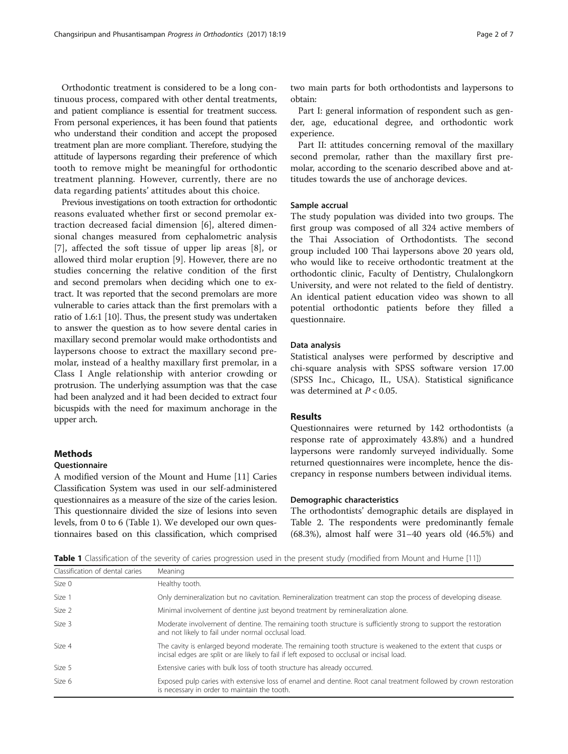Orthodontic treatment is considered to be a long continuous process, compared with other dental treatments, and patient compliance is essential for treatment success. From personal experiences, it has been found that patients who understand their condition and accept the proposed treatment plan are more compliant. Therefore, studying the attitude of laypersons regarding their preference of which tooth to remove might be meaningful for orthodontic treatment planning. However, currently, there are no data regarding patients' attitudes about this choice.

Previous investigations on tooth extraction for orthodontic reasons evaluated whether first or second premolar extraction decreased facial dimension [6], altered dimensional changes measured from cephalometric analysis [7], affected the soft tissue of upper lip areas [8], or allowed third molar eruption [9]. However, there are no studies concerning the relative condition of the first and second premolars when deciding which one to extract. It was reported that the second premolars are more vulnerable to caries attack than the first premolars with a ratio of 1.6:1 [10]. Thus, the present study was undertaken to answer the question as to how severe dental caries in maxillary second premolar would make orthodontists and laypersons choose to extract the maxillary second premolar, instead of a healthy maxillary first premolar, in a Class I Angle relationship with anterior crowding or protrusion. The underlying assumption was that the case had been analyzed and it had been decided to extract four bicuspids with the need for maximum anchorage in the upper arch.

## Methods

### Questionnaire

A modified version of the Mount and Hume [11] Caries Classification System was used in our self-administered questionnaires as a measure of the size of the caries lesion. This questionnaire divided the size of lesions into seven levels, from 0 to 6 (Table 1). We developed our own questionnaires based on this classification, which comprised two main parts for both orthodontists and laypersons to obtain:

Part I: general information of respondent such as gender, age, educational degree, and orthodontic work experience.

Part II: attitudes concerning removal of the maxillary second premolar, rather than the maxillary first premolar, according to the scenario described above and attitudes towards the use of anchorage devices.

### Sample accrual

The study population was divided into two groups. The first group was composed of all 324 active members of the Thai Association of Orthodontists. The second group included 100 Thai laypersons above 20 years old, who would like to receive orthodontic treatment at the orthodontic clinic, Faculty of Dentistry, Chulalongkorn University, and were not related to the field of dentistry. An identical patient education video was shown to all potential orthodontic patients before they filled a questionnaire.

### Data analysis

Statistical analyses were performed by descriptive and chi-square analysis with SPSS software version 17.00 (SPSS Inc., Chicago, IL, USA). Statistical significance was determined at $P < 0.05$.

## Results

Questionnaires were returned by 142 orthodontists (a response rate of approximately 43.8%) and a hundred laypersons were randomly surveyed individually. Some returned questionnaires were incomplete, hence the discrepancy in response numbers between individual items.

### Demographic characteristics

The orthodontists' demographic details are displayed in Table 2. The respondents were predominantly female (68.3%), almost half were 31–40 years old (46.5%) and

**Table 1** Classification of the severity of caries progression used in the present study (modified from Mount and Hume [11])

| Classification of dental caries | Meaning |
|---|---|
| Size 0 | Healthy tooth. |
| Size 1 | Only demineralization but no cavitation. Remineralization treatment can stop the process of developing disease. |
| Size 2 | Minimal involvement of dentine just beyond treatment by remineralization alone. |
| Size 3 | Moderate involvement of dentine. The remaining tooth structure is sufficiently strong to support the restoration and not likely to fail under normal occlusal load. |
| Size 4 | The cavity is enlarged beyond moderate. The remaining tooth structure is weakened to the extent that cusps or incisal edges are split or are likely to fail if left exposed to occlusal or incisal load. |
| Size 5 | Extensive caries with bulk loss of tooth structure has already occurred. |
| Size 6 | Exposed pulp caries with extensive loss of enamel and dentine. Root canal treatment followed by crown restoration is necessary in order to maintain the tooth. |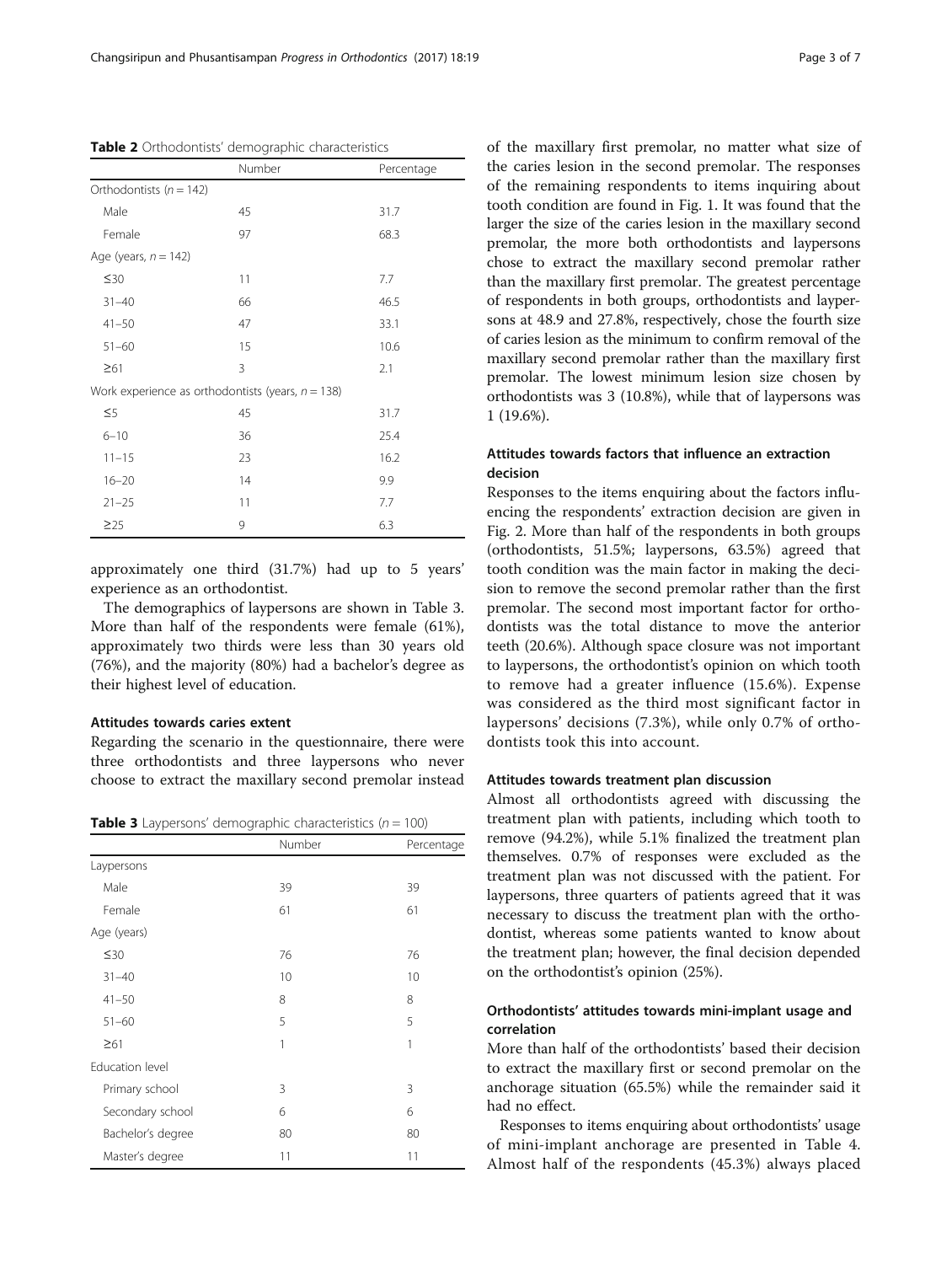**Table 2** Orthodontists' demographic characteristics

| | Number | Percentage |
|---|---|---|
| Orthodontists ($n = 142$) | | |
| Male | 45 | 31.7 |
| Female | 97 | 68.3 |
| Age (years, $n = 142$) | | |
| ≤30 | 11 | 7.7 |
| 31–40 | 66 | 46.5 |
| 41–50 | 47 | 33.1 |
| 51–60 | 15 | 10.6 |
| ≥61 | 3 | 2.1 |
| Work experience as orthodontists (years, $n = 138$) | | |
| ≤5 | 45 | 31.7 |
| 6–10 | 36 | 25.4 |
| 11–15 | 23 | 16.2 |
| 16–20 | 14 | 9.9 |
| 21–25 | 11 | 7.7 |
| ≥25 | 9 | 6.3 |

approximately one third (31.7%) had up to 5 years' experience as an orthodontist.

The demographics of laypersons are shown in Table 3. More than half of the respondents were female (61%), approximately two thirds were less than 30 years old (76%), and the majority (80%) had a bachelor's degree as their highest level of education.

### Attitudes towards caries extent

Regarding the scenario in the questionnaire, there were three orthodontists and three laypersons who never choose to extract the maxillary second premolar instead of the maxillary first premolar, no matter what size of the caries lesion in the second premolar. The responses of the remaining respondents to items inquiring about tooth condition are found in Fig. 1. It was found that the larger the size of the caries lesion in the maxillary second premolar, the more both orthodontists and laypersons chose to extract the maxillary second premolar rather than the maxillary first premolar. The greatest percentage of respondents in both groups, orthodontists and laypersons at 48.9 and 27.8%, respectively, chose the fourth size of caries lesion as the minimum to confirm removal of the maxillary second premolar rather than the maxillary first premolar. The lowest minimum lesion size chosen by orthodontists was 3 (10.8%), while that of laypersons was 1 (19.6%).

**Table 3** Laypersons' demographic characteristics ($n = 100$)

| | Number | Percentage |
|---|---|---|
| Laypersons | | |
| Male | 39 | 39 |
| Female | 61 | 61 |
| Age (years) | | |
| ≤30 | 76 | 76 |
| 31–40 | 10 | 10 |
| 41–50 | 8 | 8 |
| 51–60 | 5 | 5 |
| ≥61 | 1 | 1 |
| Education level | | |
| Primary school | 3 | 3 |
| Secondary school | 6 | 6 |
| Bachelor's degree | 80 | 80 |
| Master's degree | 11 | 11 |

### Attitudes towards factors that influence an extraction decision

Responses to the items enquiring about the factors influencing the respondents' extraction decision are given in Fig. 2. More than half of the respondents in both groups (orthodontists, 51.5%; laypersons, 63.5%) agreed that tooth condition was the main factor in making the decision to remove the second premolar rather than the first premolar. The second most important factor for orthodontists was the total distance to move the anterior teeth (20.6%). Although space closure was not important to laypersons, the orthodontist's opinion on which tooth to remove had a greater influence (15.6%). Expense was considered as the third most significant factor in laypersons' decisions (7.3%), while only 0.7% of orthodontists took this into account.

### Attitudes towards treatment plan discussion

Almost all orthodontists agreed with discussing the treatment plan with patients, including which tooth to remove (94.2%), while 5.1% finalized the treatment plan themselves. 0.7% of responses were excluded as the treatment plan was not discussed with the patient. For laypersons, three quarters of patients agreed that it was necessary to discuss the treatment plan with the orthodontist, whereas some patients wanted to know about the treatment plan; however, the final decision depended on the orthodontist's opinion (25%).

### Orthodontists' attitudes towards mini-implant usage and correlation

More than half of the orthodontists' based their decision to extract the maxillary first or second premolar on the anchorage situation (65.5%) while the remainder said it had no effect.

Responses to items enquiring about orthodontists' usage of mini-implant anchorage are presented in Table 4. Almost half of the respondents (45.3%) always placed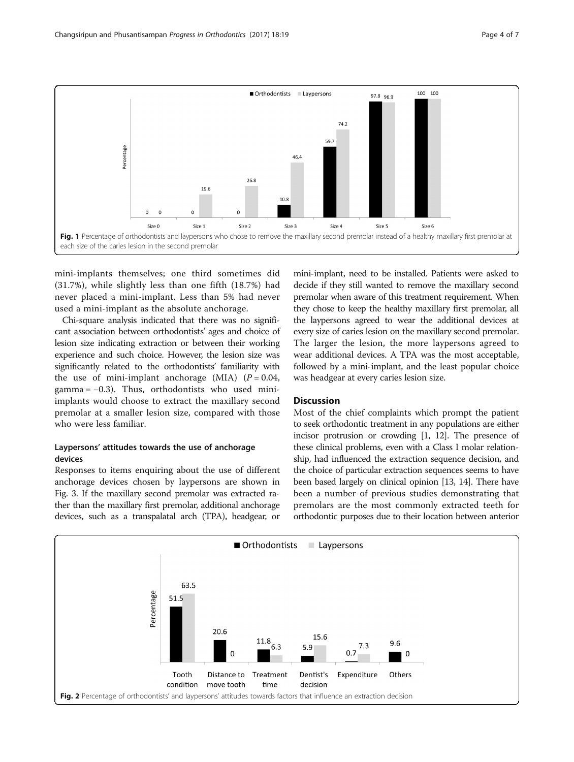Fig. 1 Percentage of orthodontists and laypersons who chose to remove the maxillary second premolar instead of a healthy maxillary first premolar at each size of the caries lesion in the second premolar

mini-implants themselves; one third sometimes did (31.7%), while slightly less than one fifth (18.7%) had never placed a mini-implant. Less than 5% had never used a mini-implant as the absolute anchorage.

Chi-square analysis indicated that there was no significant association between orthodontists' ages and choice of lesion size indicating extraction or between their working experience and such choice. However, the lesion size was significantly related to the orthodontists' familiarity with the use of mini-implant anchorage (MIA) ($P = 0.04$, gamma = −0.3). Thus, orthodontists who used mini-implants would choose to extract the maxillary second premolar at a smaller lesion size, compared with those who were less familiar.

### Laypersons' attitudes towards the use of anchorage devices

Responses to items enquiring about the use of different anchorage devices chosen by laypersons are shown in Fig. 3. If the maxillary second premolar was extracted rather than the maxillary first premolar, additional anchorage devices, such as a transpalatal arch (TPA), headgear, or mini-implant, need to be installed. Patients were asked to decide if they still wanted to remove the maxillary second premolar when aware of this treatment requirement. When they chose to keep the healthy maxillary first premolar, all the laypersons agreed to wear the additional devices at every size of caries lesion on the maxillary second premolar. The larger the lesion, the more laypersons agreed to wear additional devices. A TPA was the most acceptable, followed by a mini-implant, and the least popular choice was headgear at every caries lesion size.

## Discussion

Most of the chief complaints which prompt the patient to seek orthodontic treatment in any populations are either incisor protrusion or crowding [1, 12]. The presence of these clinical problems, even with a Class I molar relationship, had influenced the extraction sequence decision, and the choice of particular extraction sequences seems to have been based largely on clinical opinion [13, 14]. There have been a number of previous studies demonstrating that premolars are the most commonly extracted teeth for orthodontic purposes due to their location between anterior

Fig. 2 Percentage of orthodontists' and laypersons' attitudes towards factors that influence an extraction decision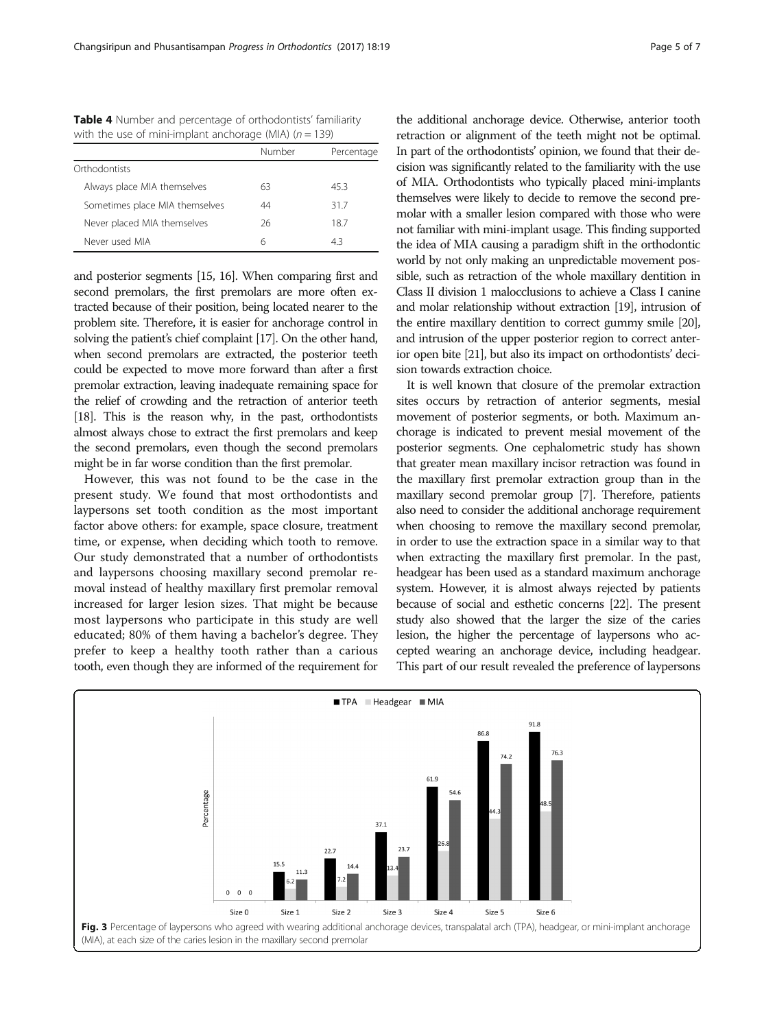**Table 4** Number and percentage of orthodontists' familiarity with the use of mini-implant anchorage (MIA) ($n = 139$)

| | Number | Percentage |
|---|---|---|
| Orthodontists | | |
| Always place MIA themselves | 63 | 45.3 |
| Sometimes place MIA themselves | 44 | 31.7 |
| Never placed MIA themselves | 26 | 18.7 |
| Never used MIA | 6 | 4.3 |

and posterior segments [15, 16]. When comparing first and second premolars, the first premolars are more often extracted because of their position, being located nearer to the problem site. Therefore, it is easier for anchorage control in solving the patient's chief complaint [17]. On the other hand, when second premolars are extracted, the posterior teeth could be expected to move more forward than after a first premolar extraction, leaving inadequate remaining space for the relief of crowding and the retraction of anterior teeth [18]. This is the reason why, in the past, orthodontists almost always chose to extract the first premolars and keep the second premolars, even though the second premolars might be in far worse condition than the first premolar.

However, this was not found to be the case in the present study. We found that most orthodontists and laypersons set tooth condition as the most important factor above others: for example, space closure, treatment time, or expense, when deciding which tooth to remove. Our study demonstrated that a number of orthodontists and laypersons choosing maxillary second premolar removal instead of healthy maxillary first premolar removal increased for larger lesion sizes. That might be because most laypersons who participate in this study are well educated; 80% of them having a bachelor's degree. They prefer to keep a healthy tooth rather than a carious tooth, even though they are informed of the requirement for the additional anchorage device. Otherwise, anterior tooth retraction or alignment of the teeth might not be optimal. In part of the orthodontists' opinion, we found that their decision was significantly related to the familiarity with the use of MIA. Orthodontists who typically placed mini-implants themselves were likely to decide to remove the second premolar with a smaller lesion compared with those who were not familiar with mini-implant usage. This finding supported the idea of MIA causing a paradigm shift in the orthodontic world by not only making an unpredictable movement possible, such as retraction of the whole maxillary dentition in Class II division 1 malocclusions to achieve a Class I canine and molar relationship without extraction [19], intrusion of the entire maxillary dentition to correct gummy smile [20], and intrusion of the upper posterior region to correct anterior open bite [21], but also its impact on orthodontists' decision towards extraction choice.

It is well known that closure of the premolar extraction sites occurs by retraction of anterior segments, mesial movement of posterior segments, or both. Maximum anchorage is indicated to prevent mesial movement of the posterior segments. One cephalometric study has shown that greater mean maxillary incisor retraction was found in the maxillary first premolar extraction group than in the maxillary second premolar group [7]. Therefore, patients also need to consider the additional anchorage requirement when choosing to remove the maxillary second premolar, in order to use the extraction space in a similar way to that when extracting the maxillary first premolar. In the past, headgear has been used as a standard maximum anchorage system. However, it is almost always rejected by patients because of social and esthetic concerns [22]. The present study also showed that the larger the size of the caries lesion, the higher the percentage of laypersons who accepted wearing an anchorage device, including headgear. This part of our result revealed the preference of laypersons

TPA Headgear MIA

Percentage

0 0 0
15.5 6.2 11.3
22.7 7.2 14.4
37.1 13.4 23.7
61.9 26.8 54.6
86.8 44.3 74.2
91.8 48.5 76.3

Size 0 Size 1 Size 2 Size 3 Size 4 Size 5 Size 6

**Fig. 3** Percentage of laypersons who agreed with wearing additional anchorage devices, transpalatal arch (TPA), headgear, or mini-implant anchorage (MIA), at each size of the caries lesion in the maxillary second premolar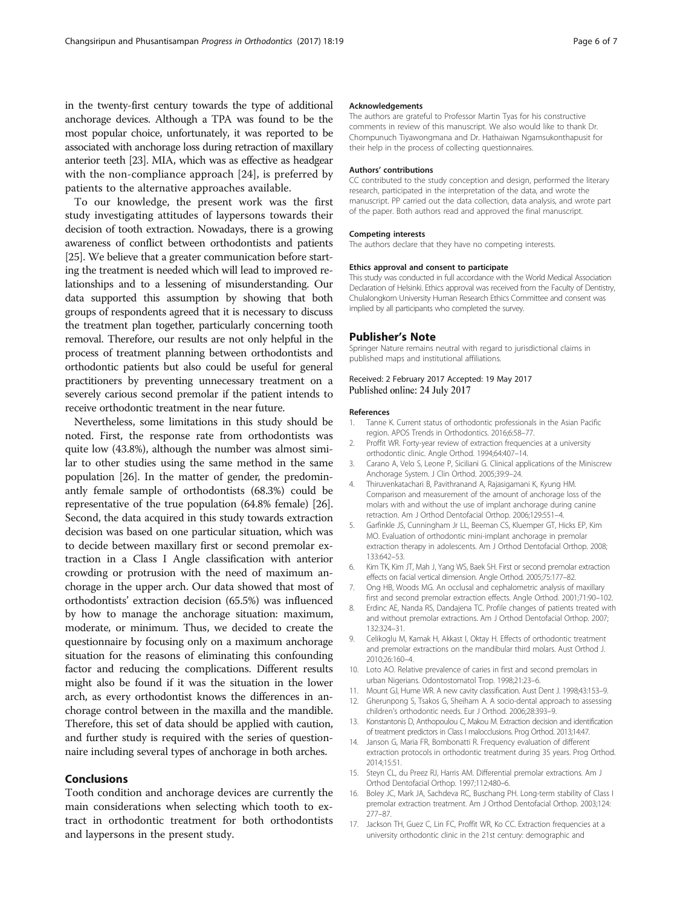in the twenty-first century towards the type of additional anchorage devices. Although a TPA was found to be the most popular choice, unfortunately, it was reported to be associated with anchorage loss during retraction of maxillary anterior teeth [23]. MIA, which was as effective as headgear with the non-compliance approach [24], is preferred by patients to the alternative approaches available.

To our knowledge, the present work was the first study investigating attitudes of laypersons towards their decision of tooth extraction. Nowadays, there is a growing awareness of conflict between orthodontists and patients [25]. We believe that a greater communication before starting the treatment is needed which will lead to improved relationships and to a lessening of misunderstanding. Our data supported this assumption by showing that both groups of respondents agreed that it is necessary to discuss the treatment plan together, particularly concerning tooth removal. Therefore, our results are not only helpful in the process of treatment planning between orthodontists and orthodontic patients but also could be useful for general practitioners by preventing unnecessary treatment on a severely carious second premolar if the patient intends to receive orthodontic treatment in the near future.

Nevertheless, some limitations in this study should be noted. First, the response rate from orthodontists was quite low (43.8%), although the number was almost similar to other studies using the same method in the same population [26]. In the matter of gender, the predominantly female sample of orthodontists (68.3%) could be representative of the true population (64.8% female) [26]. Second, the data acquired in this study towards extraction decision was based on one particular situation, which was to decide between maxillary first or second premolar extraction in a Class I Angle classification with anterior crowding or protrusion with the need of maximum anchorage in the upper arch. Our data showed that most of orthodontists' extraction decision (65.5%) was influenced by how to manage the anchorage situation: maximum, moderate, or minimum. Thus, we decided to create the questionnaire by focusing only on a maximum anchorage situation for the reasons of eliminating this confounding factor and reducing the complications. Different results might also be found if it was the situation in the lower arch, as every orthodontist knows the differences in anchorage control between in the maxilla and the mandible. Therefore, this set of data should be applied with caution, and further study is required with the series of questionnaire including several types of anchorage in both arches.

## Conclusions

Tooth condition and anchorage devices are currently the main considerations when selecting which tooth to extract in orthodontic treatment for both orthodontists and laypersons in the present study.

#### Acknowledgements

The authors are grateful to Professor Martin Tyas for his constructive comments in review of this manuscript. We also would like to thank Dr. Chompunuch Tiyawongmana and Dr. Hathaiwan Ngamsukonthapusit for their help in the process of collecting questionnaires.

#### Authors' contributions

CC contributed to the study conception and design, performed the literary research, participated in the interpretation of the data, and wrote the manuscript. PP carried out the data collection, data analysis, and wrote part of the paper. Both authors read and approved the final manuscript.

#### Competing interests

The authors declare that they have no competing interests.

#### Ethics approval and consent to participate

This study was conducted in full accordance with the World Medical Association Declaration of Helsinki. Ethics approval was received from the Faculty of Dentistry, Chulalongkorn University Human Research Ethics Committee and consent was implied by all participants who completed the survey.

## Publisher's Note

Springer Nature remains neutral with regard to jurisdictional claims in published maps and institutional affiliations.

Received: 2 February 2017 Accepted: 19 May 2017
Published online: 24 July 2017

#### References

1. Tanne K. Current status of orthodontic professionals in the Asian Pacific region. APOS Trends in Orthodontics. 2016;6:58–77.
2. Proffit WR. Forty-year review of extraction frequencies at a university orthodontic clinic. Angle Orthod. 1994;64:407–14.
3. Carano A, Velo S, Leone P, Siciliani G. Clinical applications of the Miniscrew Anchorage System. J Clin Orthod. 2005;39:9–24.
4. Thiruvenkatachari B, Pavithranand A, Rajasigamani K, Kyung HM. Comparison and measurement of the amount of anchorage loss of the molars with and without the use of implant anchorage during canine retraction. Am J Orthod Dentofacial Orthop. 2006;129:551–4.
5. Garfinkle JS, Cunningham Jr LL, Beeman CS, Kluemper GT, Hicks EP, Kim MO. Evaluation of orthodontic mini-implant anchorage in premolar extraction therapy in adolescents. Am J Orthod Dentofacial Orthop. 2008; 133:642–53.
6. Kim TK, Kim JT, Mah J, Yang WS, Baek SH. First or second premolar extraction effects on facial vertical dimension. Angle Orthod. 2005;75:177–82.
7. Ong HB, Woods MG. An occlusal and cephalometric analysis of maxillary first and second premolar extraction effects. Angle Orthod. 2001;71:90–102.
8. Erdinc AE, Nanda RS, Dandajena TC. Profile changes of patients treated with and without premolar extractions. Am J Orthod Dentofacial Orthop. 2007; 132:324–31.
9. Celikoglu M, Kamak H, Akkast I, Oktay H. Effects of orthodontic treatment and premolar extractions on the mandibular third molars. Aust Orthod J. 2010;26:160–4.
10. Loto AO. Relative prevalence of caries in first and second premolars in urban Nigerians. Odontostomatol Trop. 1998;21:23–6.
11. Mount GJ, Hume WR. A new cavity classification. Aust Dent J. 1998;43:153–9.
12. Gherunpong S, Tsakos G, Sheiham A. A socio-dental approach to assessing children's orthodontic needs. Eur J Orthod. 2006;28:393–9.
13. Konstantonis D, Anthopoulou C, Makou M. Extraction decision and identification of treatment predictors in Class I malocclusions. Prog Orthod. 2013;14:47.
14. Janson G, Maria FR, Bombonatti R. Frequency evaluation of different extraction protocols in orthodontic treatment during 35 years. Prog Orthod. 2014;15:51.
15. Steyn CL, du Preez RJ, Harris AM. Differential premolar extractions. Am J Orthod Dentofacial Orthop. 1997;112:480–6.
16. Boley JC, Mark JA, Sachdeva RC, Buschang PH. Long-term stability of Class I premolar extraction treatment. Am J Orthod Dentofacial Orthop. 2003;124: 277–87.
17. Jackson TH, Guez C, Lin FC, Proffit WR, Ko CC. Extraction frequencies at a university orthodontic clinic in the 21st century: demographic and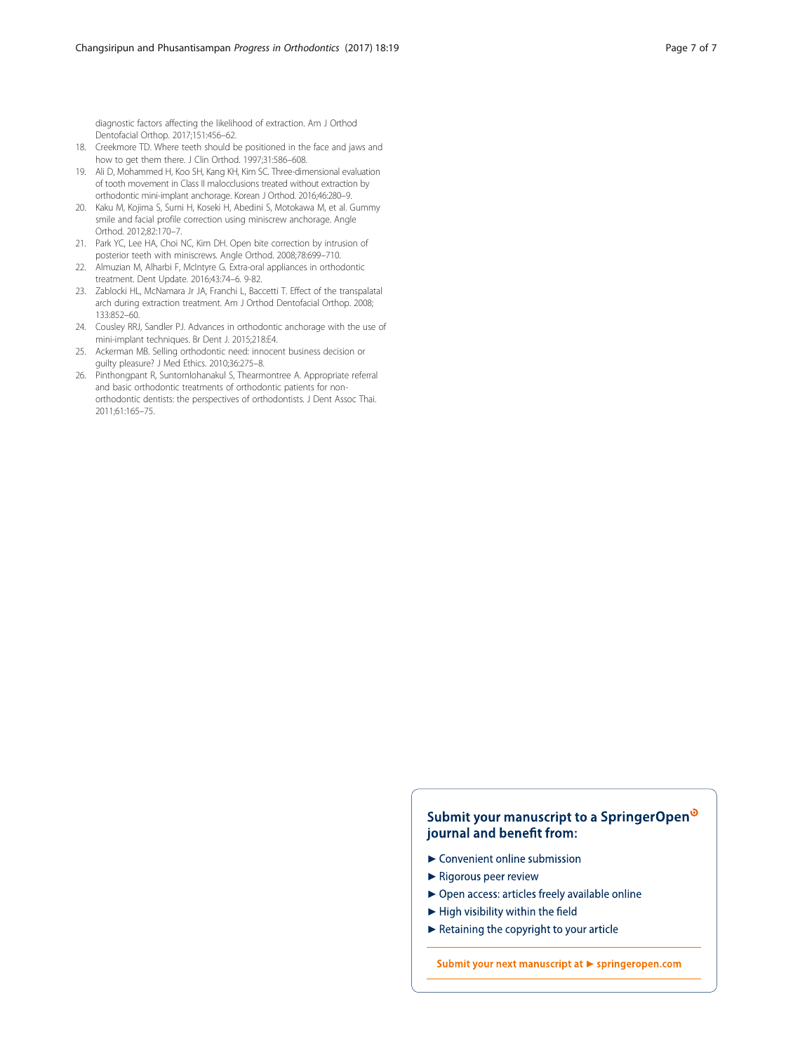diagnostic factors affecting the likelihood of extraction. Am J Orthod Dentofacial Orthop. 2017;151:456–62.

18. Creekmore TD. Where teeth should be positioned in the face and jaws and how to get them there. J Clin Orthod. 1997;31:586–608.
19. Ali D, Mohammed H, Koo SH, Kang KH, Kim SC. Three-dimensional evaluation of tooth movement in Class II malocclusions treated without extraction by orthodontic mini-implant anchorage. Korean J Orthod. 2016;46:280–9.
20. Kaku M, Kojima S, Sumi H, Koseki H, Abedini S, Motokawa M, et al. Gummy smile and facial profile correction using miniscrew anchorage. Angle Orthod. 2012;82:170–7.
21. Park YC, Lee HA, Choi NC, Kim DH. Open bite correction by intrusion of posterior teeth with miniscrews. Angle Orthod. 2008;78:699–710.
22. Almuzian M, Alharbi F, McIntyre G. Extra-oral appliances in orthodontic treatment. Dent Update. 2016;43:74–6. 9-82.
23. Zablocki HL, McNamara Jr JA, Franchi L, Baccetti T. Effect of the transpalatal arch during extraction treatment. Am J Orthod Dentofacial Orthop. 2008;133:852–60.
24. Cousley RRJ, Sandler PJ. Advances in orthodontic anchorage with the use of mini-implant techniques. Br Dent J. 2015;218:E4.
25. Ackerman MB. Selling orthodontic need: innocent business decision or guilty pleasure? J Med Ethics. 2010;36:275–8.
26. Pinthongpant R, Suntornlohanakul S, Thearmontree A. Appropriate referral and basic orthodontic treatments of orthodontic patients for non-orthodontic dentists: the perspectives of orthodontists. J Dent Assoc Thai. 2011;61:165–75.

**Submit your manuscript to a SpringerOpen journal and benefit from:**

- ► Convenient online submission
- ► Rigorous peer review
- ► Open access: articles freely available online
- ► High visibility within the field
- ► Retaining the copyright to your article

**Submit your next manuscript at ► springeropen.com**